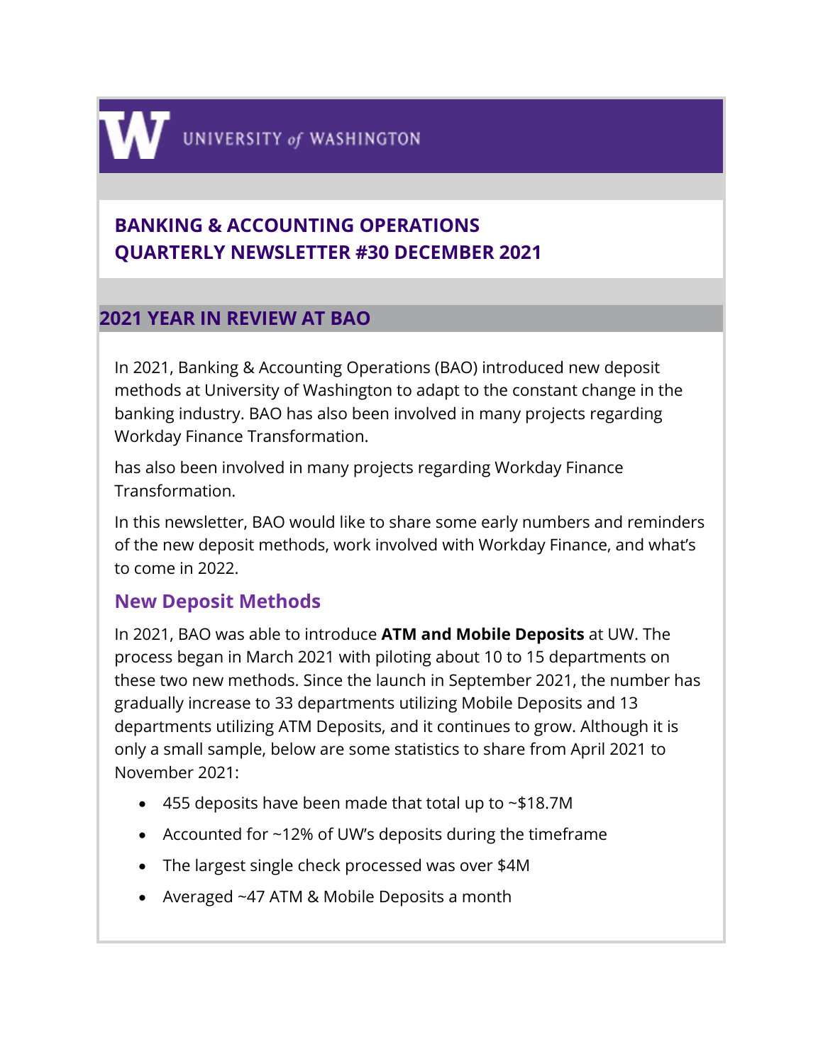UNIVERSITY of WASHINGTON

# BANKING & ACCOUNTING OPERATIONS QUARTERLY NEWSLETTER #30 DECEMBER 2021

## 2021 YEAR IN REVIEW AT BAO

In 2021, Banking & Accounting Operations (BAO) introduced new deposit methods at University of Washington to adapt to the constant change in the banking industry. BAO has also been involved in many projects regarding Workday Finance Transformation.

has also been involved in many projects regarding Workday Finance Transformation.

In this newsletter, BAO would like to share some early numbers and reminders of the new deposit methods, work involved with Workday Finance, and what's to come in 2022.

### New Deposit Methods

In 2021, BAO was able to introduce **ATM and Mobile Deposits** at UW. The process began in March 2021 with piloting about 10 to 15 departments on these two new methods. Since the launch in September 2021, the number has gradually increase to 33 departments utilizing Mobile Deposits and 13 departments utilizing ATM Deposits, and it continues to grow. Although it is only a small sample, below are some statistics to share from April 2021 to November 2021:

- 455 deposits have been made that total up to ~$18.7M
- Accounted for ~12% of UW's deposits during the timeframe
- The largest single check processed was over $4M
- Averaged ~47 ATM & Mobile Deposits a month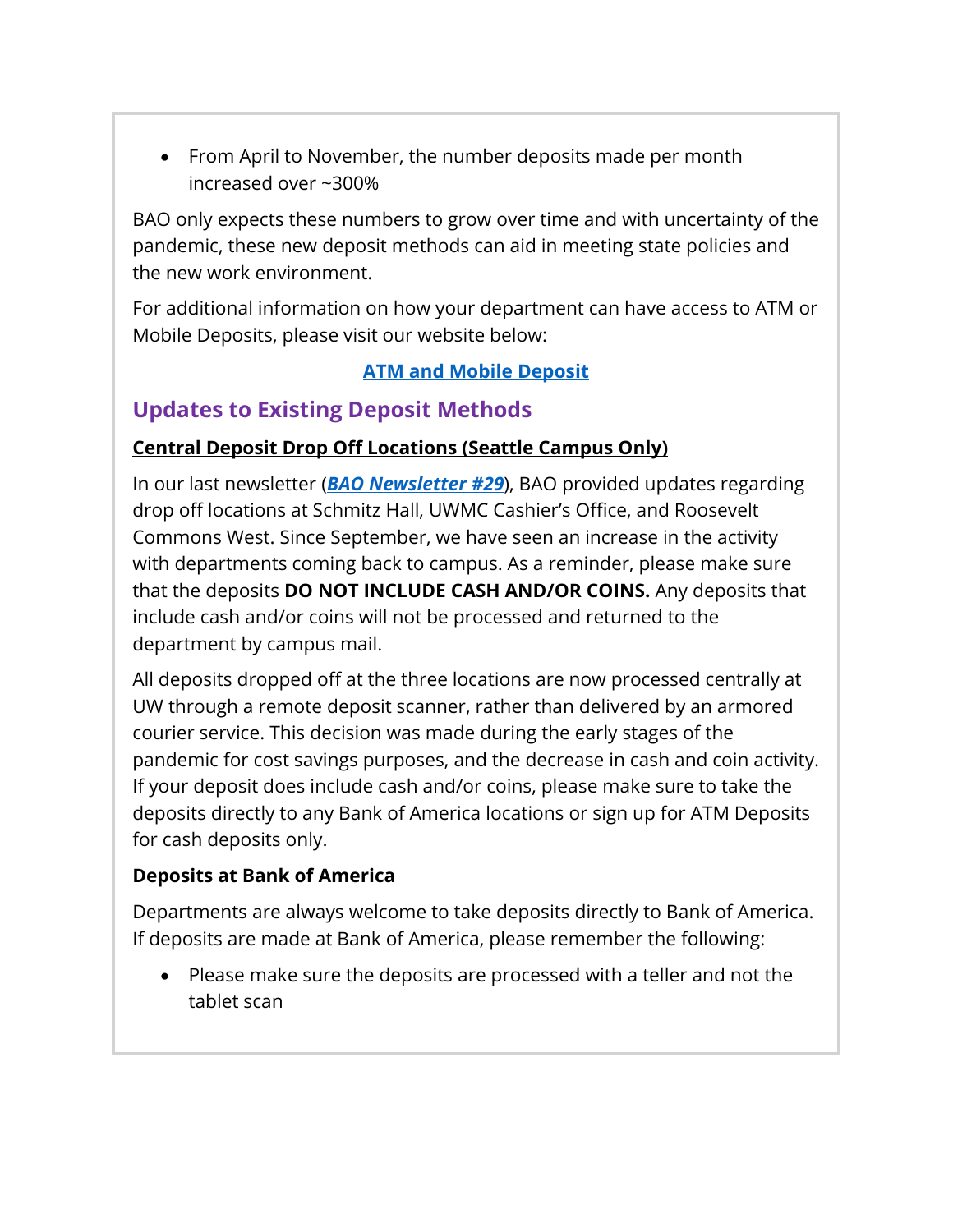- From April to November, the number deposits made per month increased over ~300%

BAO only expects these numbers to grow over time and with uncertainty of the pandemic, these new deposit methods can aid in meeting state policies and the new work environment.

For additional information on how your department can have access to ATM or Mobile Deposits, please visit our website below:

**ATM and Mobile Deposit**

## Updates to Existing Deposit Methods

**Central Deposit Drop Off Locations (Seattle Campus Only)**

In our last newsletter (***BAO Newsletter #29***), BAO provided updates regarding drop off locations at Schmitz Hall, UWMC Cashier's Office, and Roosevelt Commons West. Since September, we have seen an increase in the activity with departments coming back to campus. As a reminder, please make sure that the deposits **DO NOT INCLUDE CASH AND/OR COINS.** Any deposits that include cash and/or coins will not be processed and returned to the department by campus mail.

All deposits dropped off at the three locations are now processed centrally at UW through a remote deposit scanner, rather than delivered by an armored courier service. This decision was made during the early stages of the pandemic for cost savings purposes, and the decrease in cash and coin activity. If your deposit does include cash and/or coins, please make sure to take the deposits directly to any Bank of America locations or sign up for ATM Deposits for cash deposits only.

**Deposits at Bank of America**

Departments are always welcome to take deposits directly to Bank of America. If deposits are made at Bank of America, please remember the following:

- Please make sure the deposits are processed with a teller and not the tablet scan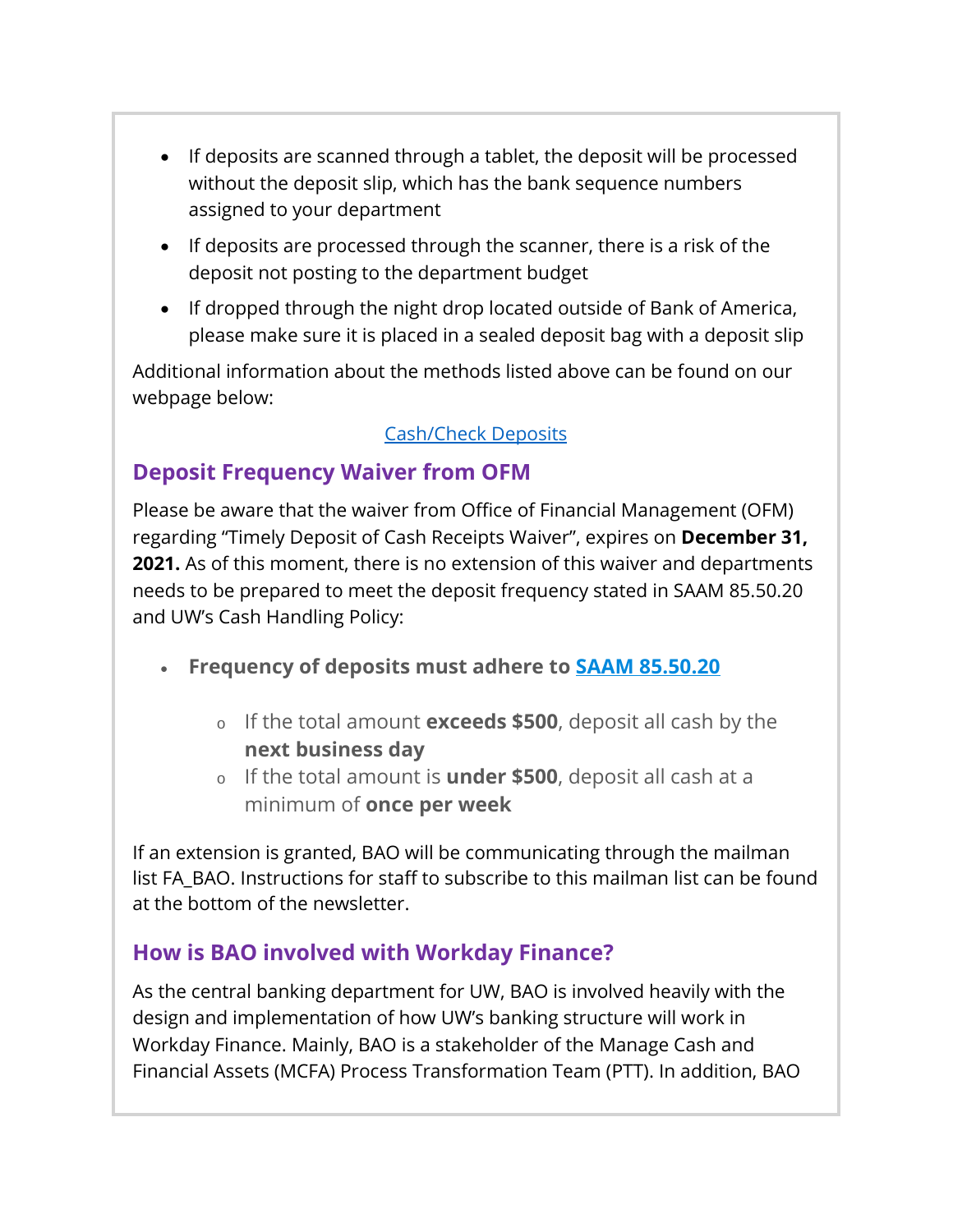- If deposits are scanned through a tablet, the deposit will be processed without the deposit slip, which has the bank sequence numbers assigned to your department
- If deposits are processed through the scanner, there is a risk of the deposit not posting to the department budget
- If dropped through the night drop located outside of Bank of America, please make sure it is placed in a sealed deposit bag with a deposit slip

Additional information about the methods listed above can be found on our webpage below:

[Cash/Check Deposits]

## Deposit Frequency Waiver from OFM

Please be aware that the waiver from Office of Financial Management (OFM) regarding "Timely Deposit of Cash Receipts Waiver", expires on **December 31, 2021.** As of this moment, there is no extension of this waiver and departments needs to be prepared to meet the deposit frequency stated in SAAM 85.50.20 and UW's Cash Handling Policy:

- **Frequency of deposits must adhere to [SAAM 85.50.20]**
    - If the total amount **exceeds $500**, deposit all cash by the **next business day**
    - If the total amount is **under $500**, deposit all cash at a minimum of **once per week**

If an extension is granted, BAO will be communicating through the mailman list FA_BAO. Instructions for staff to subscribe to this mailman list can be found at the bottom of the newsletter.

## How is BAO involved with Workday Finance?

As the central banking department for UW, BAO is involved heavily with the design and implementation of how UW's banking structure will work in Workday Finance. Mainly, BAO is a stakeholder of the Manage Cash and Financial Assets (MCFA) Process Transformation Team (PTT). In addition, BAO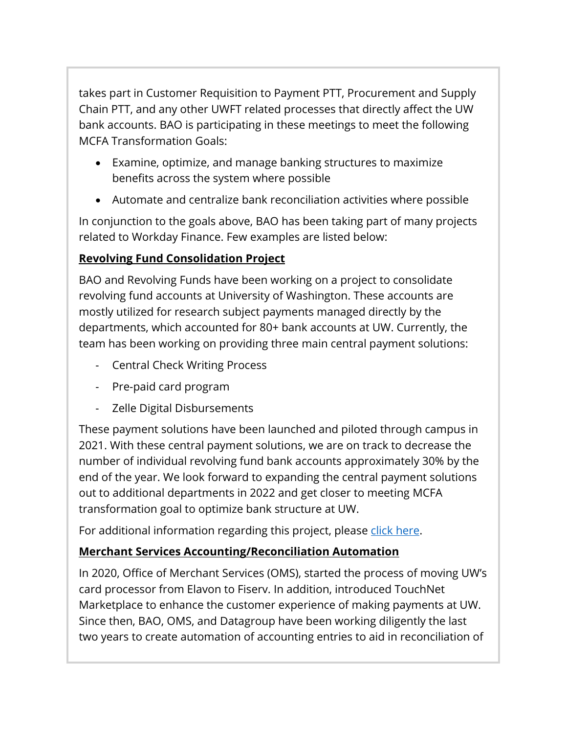takes part in Customer Requisition to Payment PTT, Procurement and Supply Chain PTT, and any other UWFT related processes that directly affect the UW bank accounts. BAO is participating in these meetings to meet the following MCFA Transformation Goals:

- Examine, optimize, and manage banking structures to maximize benefits across the system where possible
- Automate and centralize bank reconciliation activities where possible

In conjunction to the goals above, BAO has been taking part of many projects related to Workday Finance. Few examples are listed below:

**Revolving Fund Consolidation Project**

BAO and Revolving Funds have been working on a project to consolidate revolving fund accounts at University of Washington. These accounts are mostly utilized for research subject payments managed directly by the departments, which accounted for 80+ bank accounts at UW. Currently, the team has been working on providing three main central payment solutions:

- Central Check Writing Process
- Pre-paid card program
- Zelle Digital Disbursements

These payment solutions have been launched and piloted through campus in 2021. With these central payment solutions, we are on track to decrease the number of individual revolving fund bank accounts approximately 30% by the end of the year. We look forward to expanding the central payment solutions out to additional departments in 2022 and get closer to meeting MCFA transformation goal to optimize bank structure at UW.

For additional information regarding this project, please click here.

**Merchant Services Accounting/Reconciliation Automation**

In 2020, Office of Merchant Services (OMS), started the process of moving UW's card processor from Elavon to Fiserv. In addition, introduced TouchNet Marketplace to enhance the customer experience of making payments at UW. Since then, BAO, OMS, and Datagroup have been working diligently the last two years to create automation of accounting entries to aid in reconciliation of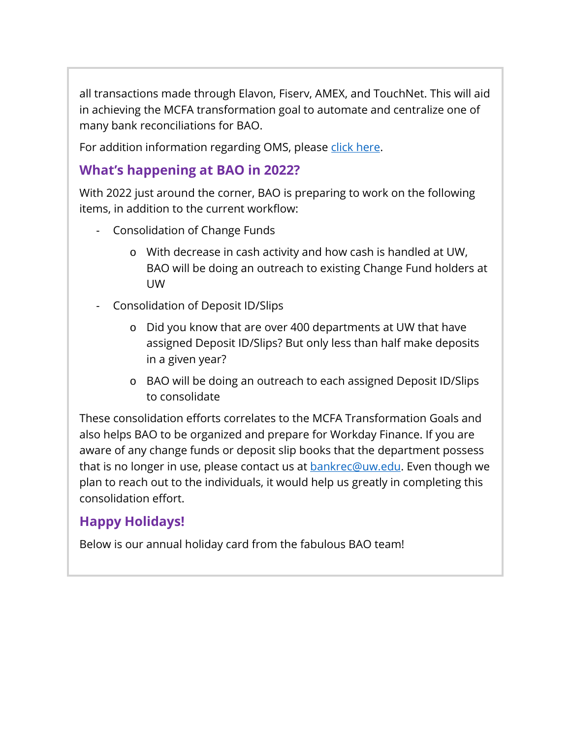all transactions made through Elavon, Fiserv, AMEX, and TouchNet. This will aid in achieving the MCFA transformation goal to automate and centralize one of many bank reconciliations for BAO.

For addition information regarding OMS, please [click here](#).

## What's happening at BAO in 2022?

With 2022 just around the corner, BAO is preparing to work on the following items, in addition to the current workflow:

- Consolidation of Change Funds
    - With decrease in cash activity and how cash is handled at UW, BAO will be doing an outreach to existing Change Fund holders at UW
- Consolidation of Deposit ID/Slips
    - Did you know that are over 400 departments at UW that have assigned Deposit ID/Slips? But only less than half make deposits in a given year?
    - BAO will be doing an outreach to each assigned Deposit ID/Slips to consolidate

These consolidation efforts correlates to the MCFA Transformation Goals and also helps BAO to be organized and prepare for Workday Finance. If you are aware of any change funds or deposit slip books that the department possess that is no longer in use, please contact us at [bankrec@uw.edu](mailto:bankrec@uw.edu). Even though we plan to reach out to the individuals, it would help us greatly in completing this consolidation effort.

## Happy Holidays!

Below is our annual holiday card from the fabulous BAO team!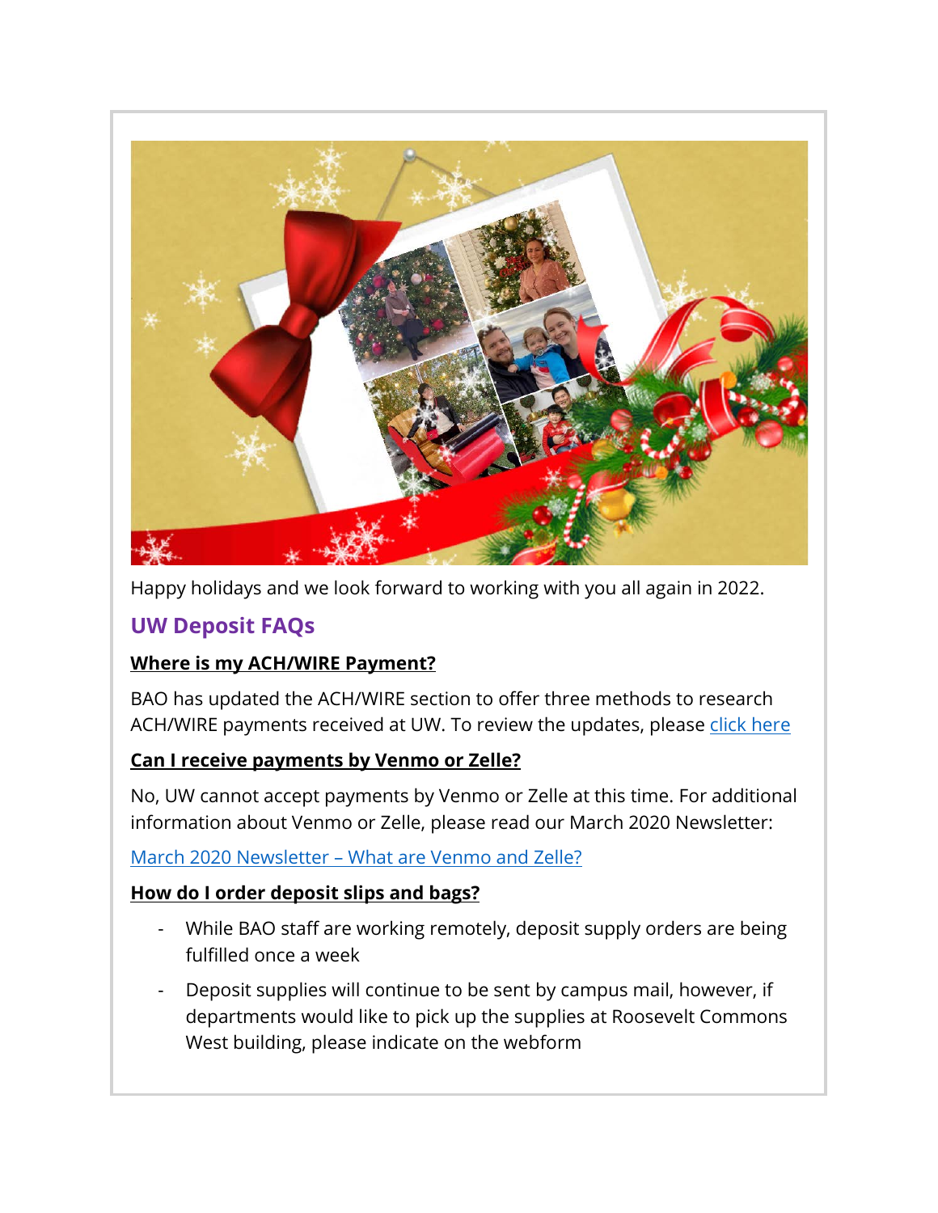Happy holidays and we look forward to working with you all again in 2022.

## UW Deposit FAQs

### Where is my ACH/WIRE Payment?

BAO has updated the ACH/WIRE section to offer three methods to research ACH/WIRE payments received at UW. To review the updates, please click here

### Can I receive payments by Venmo or Zelle?

No, UW cannot accept payments by Venmo or Zelle at this time. For additional information about Venmo or Zelle, please read our March 2020 Newsletter:

March 2020 Newsletter – What are Venmo and Zelle?

### How do I order deposit slips and bags?

- While BAO staff are working remotely, deposit supply orders are being fulfilled once a week
- Deposit supplies will continue to be sent by campus mail, however, if departments would like to pick up the supplies at Roosevelt Commons West building, please indicate on the webform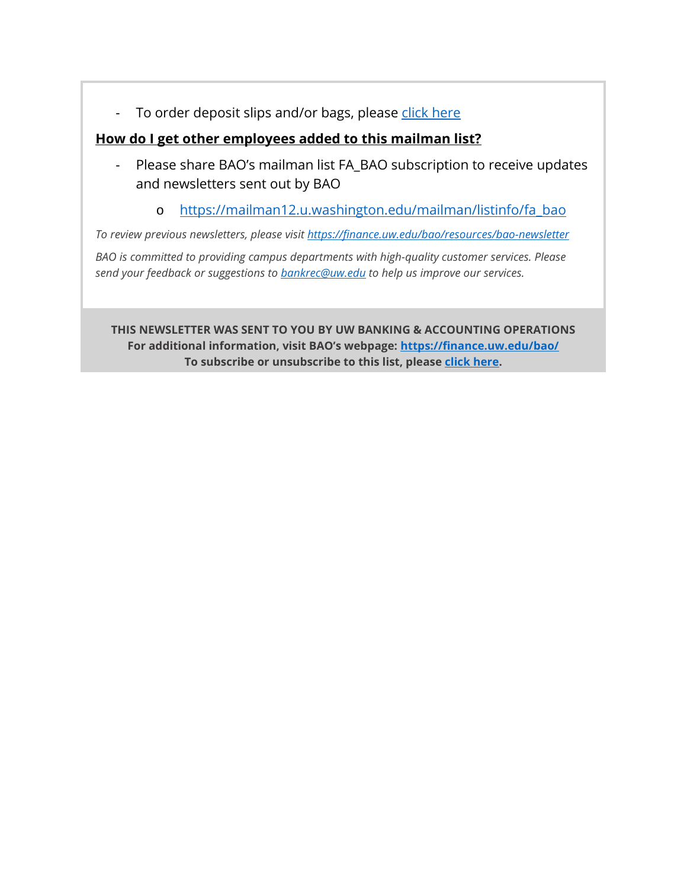- To order deposit slips and/or bags, please click here

**How do I get other employees added to this mailman list?**

- Please share BAO's mailman list FA_BAO subscription to receive updates and newsletters sent out by BAO
    - https://mailman12.u.washington.edu/mailman/listinfo/fa_bao

*To review previous newsletters, please visit https://finance.uw.edu/bao/resources/bao-newsletter*

*BAO is committed to providing campus departments with high-quality customer services. Please send your feedback or suggestions to bankrec@uw.edu to help us improve our services.*

**THIS NEWSLETTER WAS SENT TO YOU BY UW BANKING & ACCOUNTING OPERATIONS**
**For additional information, visit BAO's webpage: https://finance.uw.edu/bao/**
**To subscribe or unsubscribe to this list, please click here.**